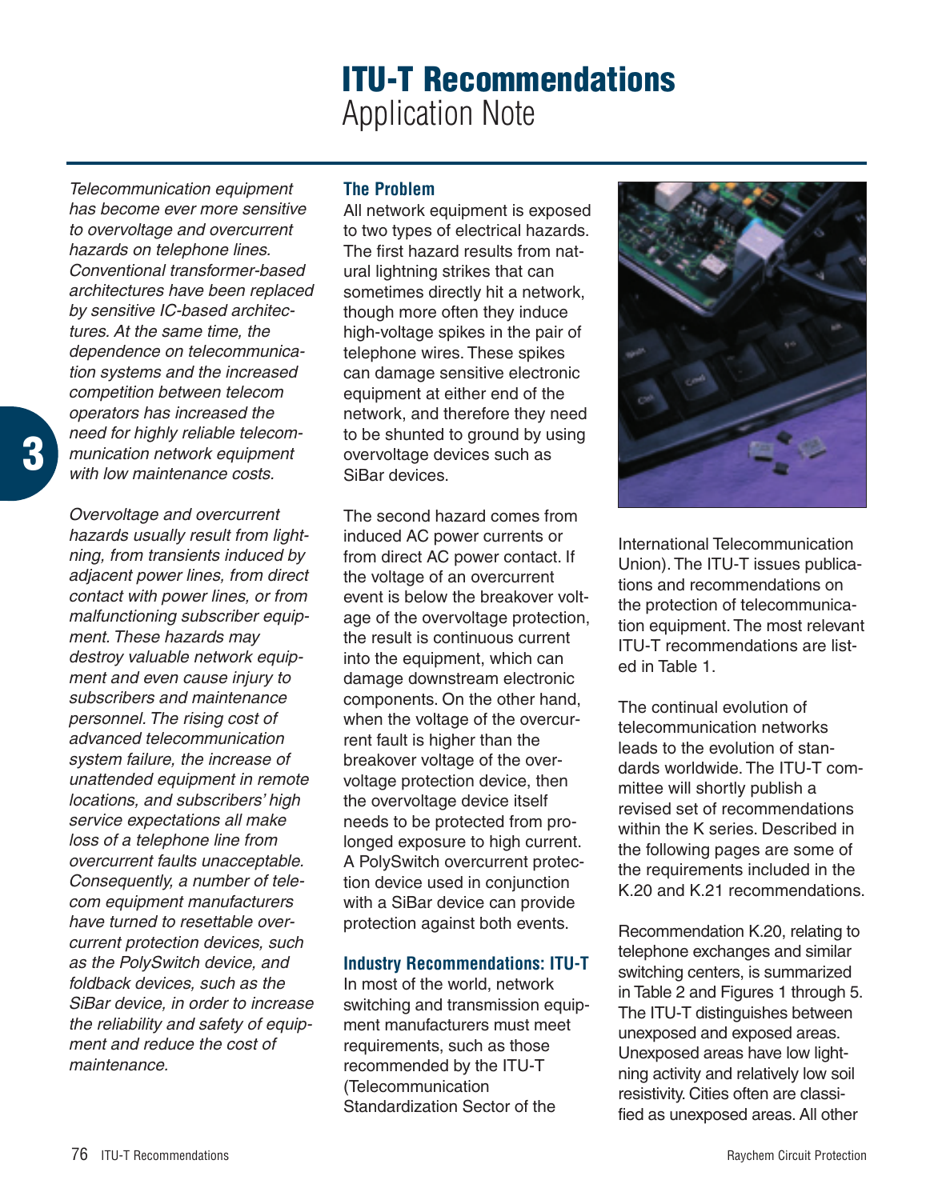# ITU-T Recommendations

Application Note

*Telecommunication equipment has become ever more sensitive to overvoltage and overcurrent hazards on telephone lines. Conventional transformer-based architectures have been replaced by sensitive IC-based architectures. At the same time, the dependence on telecommunication systems and the increased competition between telecom operators has increased the need for highly reliable telecommunication network equipment with low maintenance costs.*

*Overvoltage and overcurrent hazards usually result from lightning, from transients induced by adjacent power lines, from direct contact with power lines, or from malfunctioning subscriber equipment. These hazards may destroy valuable network equipment and even cause injury to subscribers and maintenance personnel. The rising cost of advanced telecommunication system failure, the increase of unattended equipment in remote locations, and subscribers' high service expectations all make loss of a telephone line from overcurrent faults unacceptable. Consequently, a number of telecom equipment manufacturers have turned to resettable overcurrent protection devices, such as the PolySwitch device, and foldback devices, such as the SiBar device, in order to increase the reliability and safety of equipment and reduce the cost of maintenance.*

## The Problem

All network equipment is exposed to two types of electrical hazards. The first hazard results from natural lightning strikes that can sometimes directly hit a network, though more often they induce high-voltage spikes in the pair of telephone wires. These spikes can damage sensitive electronic equipment at either end of the network, and therefore they need to be shunted to ground by using overvoltage devices such as SiBar devices.

The second hazard comes from induced AC power currents or from direct AC power contact. If the voltage of an overcurrent event is below the breakover voltage of the overvoltage protection, the result is continuous current into the equipment, which can damage downstream electronic components. On the other hand, when the voltage of the overcurrent fault is higher than the breakover voltage of the overvoltage protection device, then the overvoltage device itself needs to be protected from prolonged exposure to high current. A PolySwitch overcurrent protection device used in conjunction with a SiBar device can provide protection against both events.

## Industry Recommendations: ITU-T

In most of the world, network switching and transmission equipment manufacturers must meet requirements, such as those recommended by the ITU-T (Telecommunication Standardization Sector of the International Telecommunication Union). The ITU-T issues publications and recommendations on the protection of telecommunication equipment. The most relevant ITU-T recommendations are listed in Table 1.

The continual evolution of telecommunication networks leads to the evolution of standards worldwide. The ITU-T committee will shortly publish a revised set of recommendations within the K series. Described in the following pages are some of the requirements included in the K.20 and K.21 recommendations.

Recommendation K.20, relating to telephone exchanges and similar switching centers, is summarized in Table 2 and Figures 1 through 5. The ITU-T distinguishes between unexposed and exposed areas. Unexposed areas have low lightning activity and relatively low soil resistivity. Cities often are classified as unexposed areas. All other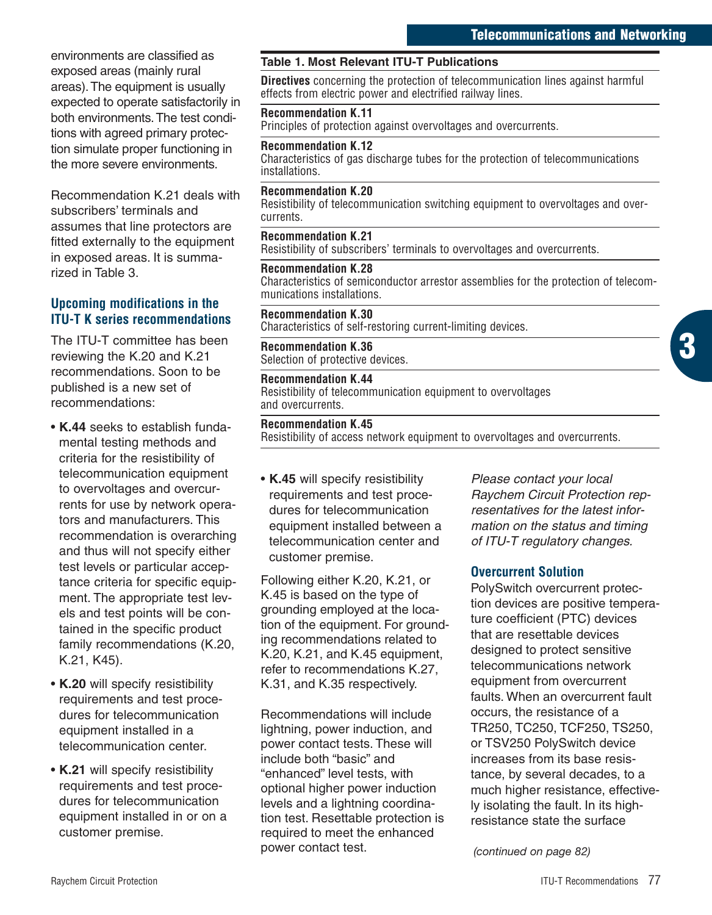environments are classified as exposed areas (mainly rural areas). The equipment is usually expected to operate satisfactorily in both environments. The test conditions with agreed primary protection simulate proper functioning in the more severe environments.

Recommendation K.21 deals with subscribers' terminals and assumes that line protectors are fitted externally to the equipment in exposed areas. It is summarized in Table 3.

### Upcoming modifications in the ITU-T K series recommendations

The ITU-T committee has been reviewing the K.20 and K.21 recommendations. Soon to be published is a new set of recommendations:

- **K.44** seeks to establish fundamental testing methods and criteria for the resistibility of telecommunication equipment to overvoltages and overcurrents for use by network operators and manufacturers. This recommendation is overarching and thus will not specify either test levels or particular acceptance criteria for specific equipment. The appropriate test levels and test points will be contained in the specific product family recommendations (K.20, K.21, K45).
- **K.20** will specify resistibility requirements and test procedures for telecommunication equipment installed in a telecommunication center.
- **K.21** will specify resistibility requirements and test procedures for telecommunication equipment installed in or on a customer premise.
- **K.45** will specify resistibility requirements and test procedures for telecommunication equipment installed between a telecommunication center and customer premise.

Following either K.20, K.21, or K.45 is based on the type of grounding employed at the location of the equipment. For grounding recommendations related to K.20, K.21, and K.45 equipment, refer to recommendations K.27, K.31, and K.35 respectively.

Recommendations will include lightning, power induction, and power contact tests. These will include both "basic" and "enhanced" level tests, with optional higher power induction levels and a lightning coordination test. Resettable protection is required to meet the enhanced power contact test.

**Table 1. Most Relevant ITU-T Publications**

| Publication | Description |
|---|---|
| **Directives** | concerning the protection of telecommunication lines against harmful effects from electric power and electrified railway lines. |
| **Recommendation K.11** | Principles of protection against overvoltages and overcurrents. |
| **Recommendation K.12** | Characteristics of gas discharge tubes for the protection of telecommunications installations. |
| **Recommendation K.20** | Resistibility of telecommunication switching equipment to overvoltages and overcurrents. |
| **Recommendation K.21** | Resistibility of subscribers' terminals to overvoltages and overcurrents. |
| **Recommendation K.28** | Characteristics of semiconductor arrestor assemblies for the protection of telecommunications installations. |
| **Recommendation K.30** | Characteristics of self-restoring current-limiting devices. |
| **Recommendation K.36** | Selection of protective devices. |
| **Recommendation K.44** | Resistibility of telecommunication equipment to overvoltages and overcurrents. |
| **Recommendation K.45** | Resistibility of access network equipment to overvoltages and overcurrents. |

*Please contact your local Raychem Circuit Protection representatives for the latest information on the status and timing of ITU-T regulatory changes.*

### Overcurrent Solution

PolySwitch overcurrent protection devices are positive temperature coefficient (PTC) devices that are resettable devices designed to protect sensitive telecommunications network equipment from overcurrent faults. When an overcurrent fault occurs, the resistance of a TR250, TC250, TCF250, TS250, or TSV250 PolySwitch device increases from its base resistance, by several decades, to a much higher resistance, effectively isolating the fault. In its high-resistance state the surface

*(continued on page 82)*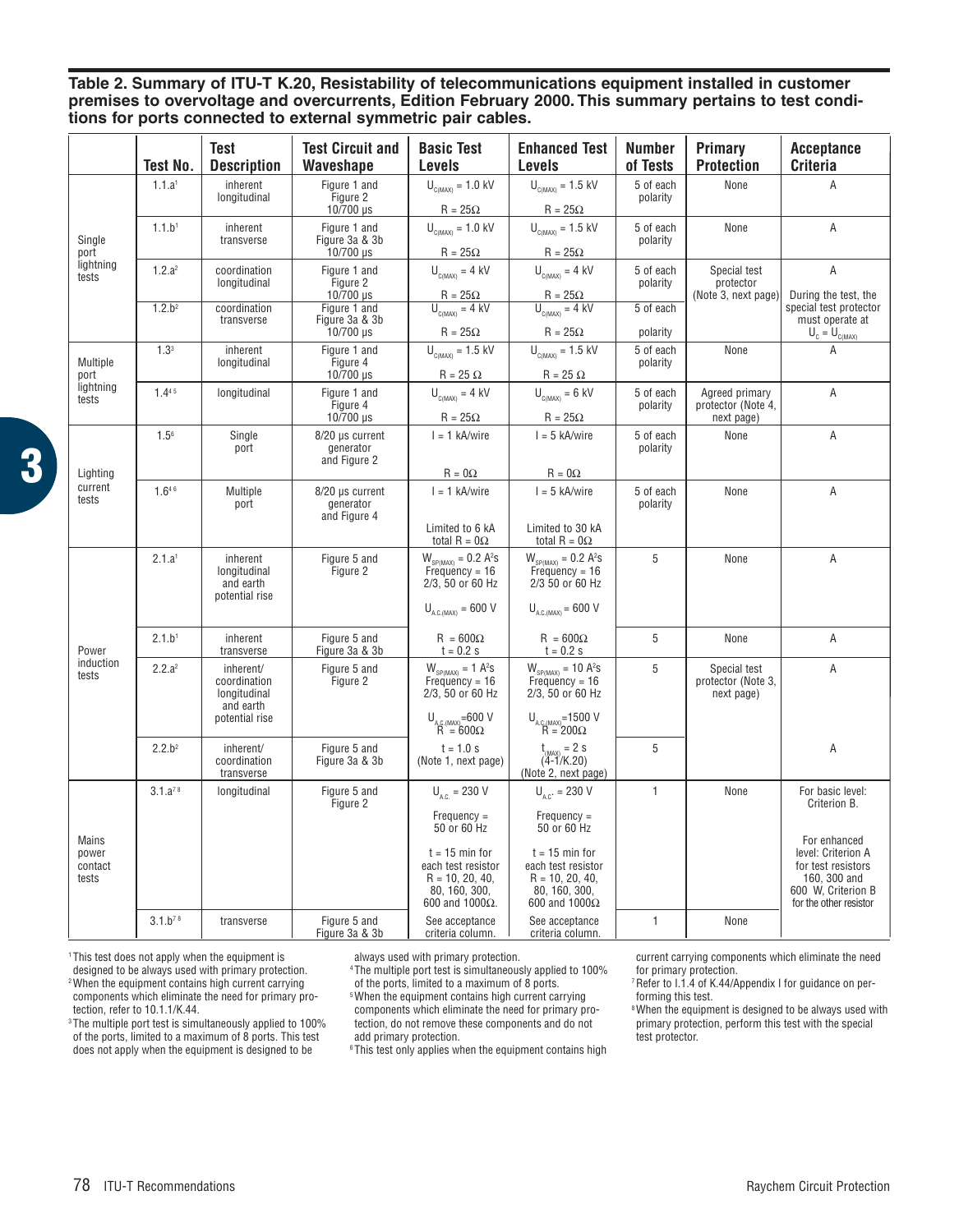**Table 2. Summary of ITU-T K.20, Resistability of telecommunications equipment installed in customer premises to overvoltage and overcurrents, Edition February 2000. This summary pertains to test conditions for ports connected to external symmetric pair cables.**

| | Test No. | Test Description | Test Circuit and Waveshape | Basic Test Levels | Enhanced Test Levels | Number of Tests | Primary Protection | Acceptance Criteria |
|---|---|---|---|---|---|---|---|---|
| Single port lightning tests | 1.1.a[1] | inherent longitudinal | Figure 1 and Figure 2 10/700 μs | $U_{C(MAX)}$ = 1.0 kV R = 25Ω | $U_{C(MAX)}$ = 1.5 kV R = 25Ω | 5 of each polarity | None | A |
| | 1.1.b[1] | inherent transverse | Figure 1 and Figure 3a & 3b 10/700 μs | $U_{C(MAX)}$ = 1.0 kV R = 25Ω | $U_{C(MAX)}$ = 1.5 kV R = 25Ω | 5 of each polarity | None | A |
| | 1.2.a[2] | coordination longitudinal | Figure 1 and Figure 2 10/700 μs | $U_{C(MAX)}$ = 4 kV R = 25Ω | $U_{C(MAX)}$ = 4 kV R = 25Ω | 5 of each polarity | Special test protector (Note 3, next page) | A During the test, the special test protector must operate at $U_c = U_{C(MAX)}$ |
| | 1.2.b[2] | coordination transverse | Figure 1 and Figure 3a & 3b 10/700 μs | $U_{C(MAX)}$ = 4 kV R = 25Ω | $U_{C(MAX)}$ = 4 kV R = 25Ω | 5 of each polarity | | |
| Multiple port lightning tests | 1.3[3] | inherent longitudinal | Figure 1 and Figure 4 10/700 μs | $U_{C(MAX)}$ = 1.5 kV R = 25 Ω | $U_{C(MAX)}$ = 1.5 kV R = 25 Ω | 5 of each polarity | None | A |
| | 1.4[4 5] | longitudinal | Figure 1 and Figure 4 10/700 μs | $U_{C(MAX)}$ = 4 kV R = 25Ω | $U_{C(MAX)}$ = 6 kV R = 25Ω | 5 of each polarity | Agreed primary protector (Note 4, next page) | A |
| Lighting current tests | 1.5[6] | Single port | 8/20 μs current generator and Figure 2 | I = 1 kA/wire R = 0Ω | I = 5 kA/wire R = 0Ω | 5 of each polarity | None | A |
| | 1.6[4 6] | Multiple port | 8/20 μs current generator and Figure 4 | I = 1 kA/wire Limited to 6 kA total R = 0Ω | I = 5 kA/wire Limited to 30 kA total R = 0Ω | 5 of each polarity | None | A |
| Power induction tests | 2.1.a[1] | inherent longitudinal and earth potential rise | Figure 5 and Figure 2 | $W_{SP(MAX)}$ = 0.2 $A^2$s Frequency = 16 2/3, 50 or 60 Hz $U_{A.C.(MAX)}$ = 600 V | $W_{SP(MAX)}$ = 0.2 $A^2$s Frequency = 16 2/3 50 or 60 Hz $U_{A.C.(MAX)}$ = 600 V | 5 | None | A |
| | 2.1.b[1] | inherent transverse | Figure 5 and Figure 3a & 3b | R = 600Ω t = 0.2 s | R = 600Ω t = 0.2 s | 5 | None | A |
| | 2.2.a[2] | inherent/ coordination longitudinal and earth potential rise | Figure 5 and Figure 2 | $W_{SP(MAX)}$ = 1 $A^2$s Frequency = 16 2/3, 50 or 60 Hz $U_{A.C.(MAX)}$=600 V R = 600Ω | $W_{SP(MAX)}$ = 10 $A^2$s Frequency = 16 2/3, 50 or 60 Hz $U_{A.C.(MAX)}$=1500 V R = 200Ω | 5 | Special test protector (Note 3, next page) | A |
| | 2.2.b[2] | inherent/ coordination transverse | Figure 5 and Figure 3a & 3b | t = 1.0 s (Note 1, next page) | $t_{(MAX)}$ = 2 s (4-1/K.20) (Note 2, next page) | 5 | | A |
| Mains power contact tests | 3.1.a[7 8] | longitudinal | Figure 5 and Figure 2 | $U_{A.C.}$ = 230 V Frequency = 50 or 60 Hz t = 15 min for each test resistor R = 10, 20, 40, 80, 160, 300, 600 and 1000Ω. | $U_{A.C.}$ = 230 V Frequency = 50 or 60 Hz t = 15 min for each test resistor R = 10, 20, 40, 80, 160, 300, 600 and 1000Ω | 1 | None | For basic level: Criterion B. For enhanced level: Criterion A for test resistors 160, 300 and 600 W, Criterion B for the other resistor |
| | 3.1.b[7 8] | transverse | Figure 5 and Figure 3a & 3b | See acceptance criteria column. | See acceptance criteria column. | 1 | None | |

[1] This test does not apply when the equipment is designed to be always used with primary protection.

[2] When the equipment contains high current carrying components which eliminate the need for primary protection, refer to 10.1.1/K.44.

[3] The multiple port test is simultaneously applied to 100% of the ports, limited to a maximum of 8 ports. This test does not apply when the equipment is designed to be always used with primary protection.

[4] The multiple port test is simultaneously applied to 100% of the ports, limited to a maximum of 8 ports.

[5] When the equipment contains high current carrying components which eliminate the need for primary protection, do not remove these components and do not add primary protection.

[6] This test only applies when the equipment contains high current carrying components which eliminate the need for primary protection.

[7] Refer to I.1.4 of K.44/Appendix I for guidance on performing this test.

[8] When the equipment is designed to be always used with primary protection, perform this test with the special test protector.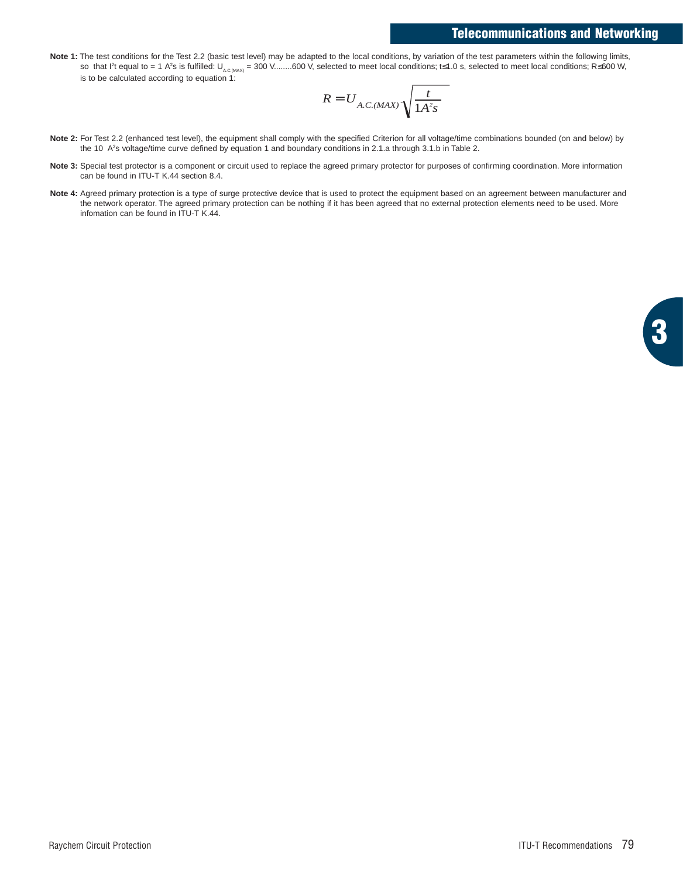**Note 1:** The test conditions for the Test 2.2 (basic test level) may be adapted to the local conditions, by variation of the test parameters within the following limits, so that $I^2t$ equal to = 1 $A^2s$ is fulfilled: $U_{A.C.(MAX)}$ = 300 V........600 V, selected to meet local conditions; t≤1.0 s, selected to meet local conditions; R≤600 W, is to be calculated according to equation 1:

$$R = U_{A.C.(MAX)} \sqrt{\frac{t}{1A^2s}}$$

**Note 2:** For Test 2.2 (enhanced test level), the equipment shall comply with the specified Criterion for all voltage/time combinations bounded (on and below) by the 10 $A^2s$ voltage/time curve defined by equation 1 and boundary conditions in 2.1.a through 3.1.b in Table 2.

**Note 3:** Special test protector is a component or circuit used to replace the agreed primary protector for purposes of confirming coordination. More information can be found in ITU-T K.44 section 8.4.

**Note 4:** Agreed primary protection is a type of surge protective device that is used to protect the equipment based on an agreement between manufacturer and the network operator. The agreed primary protection can be nothing if it has been agreed that no external protection elements need to be used. More infomation can be found in ITU-T K.44.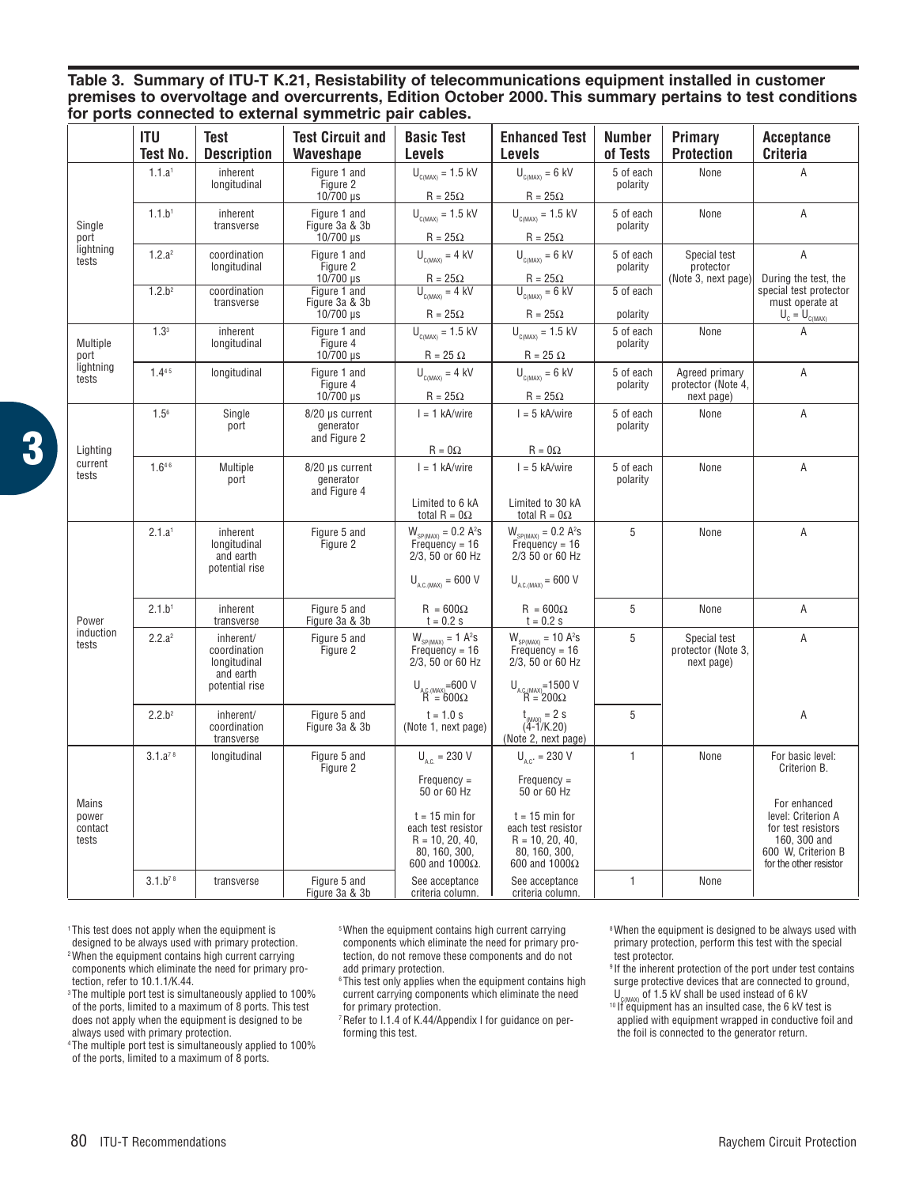**Table 3. Summary of ITU-T K.21, Resistability of telecommunications equipment installed in customer premises to overvoltage and overcurrents, Edition October 2000. This summary pertains to test conditions for ports connected to external symmetric pair cables.**

| | ITU Test No. | Test Description | Test Circuit and Waveshape | Basic Test Levels | Enhanced Test Levels | Number of Tests | Primary Protection | Acceptance Criteria |
|---|---|---|---|---|---|---|---|---|
| Single port lightning tests | 1.1.a[1] | inherent longitudinal | Figure 1 and Figure 2 10/700 µs | $U_{C(MAX)}$ = 1.5 kV R = 25Ω | $U_{C(MAX)}$ = 6 kV R = 25Ω | 5 of each polarity | None | A |
| | 1.1.b[1] | inherent transverse | Figure 1 and Figure 3a & 3b 10/700 µs | $U_{C(MAX)}$ = 1.5 kV R = 25Ω | $U_{C(MAX)}$ = 1.5 kV R = 25Ω | 5 of each polarity | None | A |
| | 1.2.a[2] | coordination longitudinal | Figure 1 and Figure 2 10/700 µs | $U_{C(MAX)}$ = 4 kV R = 25Ω | $U_{C(MAX)}$ = 6 kV R = 25Ω | 5 of each polarity | Special test protector (Note 3, next page) | A During the test, the special test protector must operate at $U_C = U_{C(MAX)}$ |
| | 1.2.b[2] | coordination transverse | Figure 1 and Figure 3a & 3b 10/700 µs | $U_{C(MAX)}$ = 4 kV R = 25Ω | $U_{C(MAX)}$ = 6 kV R = 25Ω | 5 of each polarity | | |
| Multiple port lightning tests | 1.3[3] | inherent longitudinal | Figure 1 and Figure 4 10/700 µs | $U_{C(MAX)}$ = 1.5 kV R = 25 Ω | $U_{C(MAX)}$ = 1.5 kV R = 25 Ω | 5 of each polarity | None | A |
| | 1.4[4 5] | longitudinal | Figure 1 and Figure 4 10/700 µs | $U_{C(MAX)}$ = 4 kV R = 25Ω | $U_{C(MAX)}$ = 6 kV R = 25Ω | 5 of each polarity | Agreed primary protector (Note 4, next page) | A |
| Lighting current tests | 1.5[6] | Single port | 8/20 µs current generator and Figure 2 | I = 1 kA/wire R = 0Ω | I = 5 kA/wire R = 0Ω | 5 of each polarity | None | A |
| | 1.6[4 6] | Multiple port | 8/20 µs current generator and Figure 4 | I = 1 kA/wire Limited to 6 kA total R = 0Ω | I = 5 kA/wire Limited to 30 kA total R = 0Ω | 5 of each polarity | None | A |
| Power induction tests | 2.1.a[1] | inherent longitudinal and earth potential rise | Figure 5 and Figure 2 | $W_{SP(MAX)}$ = 0.2 $A^2$s Frequency = 16 2/3, 50 or 60 Hz $U_{A.C.(MAX)}$ = 600 V | $W_{SP(MAX)}$ = 0.2 $A^2$s Frequency = 16 2/3 50 or 60 Hz $U_{A.C.(MAX)}$ = 600 V | 5 | None | A |
| | 2.1.b[1] | inherent transverse | Figure 5 and Figure 3a & 3b | R = 600Ω t = 0.2 s | R = 600Ω t = 0.2 s | 5 | None | A |
| | 2.2.a[2] | inherent/ coordination longitudinal and earth potential rise | Figure 5 and Figure 2 | $W_{SP(MAX)}$ = 1 $A^2$s Frequency = 16 2/3, 50 or 60 Hz $U_{A.C.(MAX)}$=600 V R = 600Ω | $W_{SP(MAX)}$ = 10 $A^2$s Frequency = 16 2/3, 50 or 60 Hz $U_{A.C.(MAX)}$=1500 V R = 200Ω | 5 | Special test protector (Note 3, next page) | A |
| | 2.2.b[2] | inherent/ coordination transverse | Figure 5 and Figure 3a & 3b | t = 1.0 s (Note 1, next page) | $t_{(MAX)}$ = 2 s (4-1/K.20) (Note 2, next page) | 5 | | A |
| Mains power contact tests | 3.1.a[7 8] | longitudinal | Figure 5 and Figure 2 | $U_{A.C.}$ = 230 V Frequency = 50 or 60 Hz t = 15 min for each test resistor R = 10, 20, 40, 80, 160, 300, 600 and 1000Ω. | $U_{A.C.}$ = 230 V Frequency = 50 or 60 Hz t = 15 min for each test resistor R = 10, 20, 40, 80, 160, 300, 600 and 1000Ω | 1 | None | For basic level: Criterion B. For enhanced level: Criterion A for test resistors 160, 300 and 600 W, Criterion B for the other resistor |
| | 3.1.b[7 8] | transverse | Figure 5 and Figure 3a & 3b | See acceptance criteria column. | See acceptance criteria column. | 1 | None | |

[1] This test does not apply when the equipment is designed to be always used with primary protection.

[2] When the equipment contains high current carrying components which eliminate the need for primary protection, refer to 10.1.1/K.44.

[3] The multiple port test is simultaneously applied to 100% of the ports, limited to a maximum of 8 ports. This test does not apply when the equipment is designed to be always used with primary protection.

[4] The multiple port test is simultaneously applied to 100% of the ports, limited to a maximum of 8 ports.

[5] When the equipment contains high current carrying components which eliminate the need for primary protection, do not remove these components and do not add primary protection.

[6] This test only applies when the equipment contains high current carrying components which eliminate the need for primary protection.

[7] Refer to I.1.4 of K.44/Appendix I for guidance on performing this test.

[8] When the equipment is designed to be always used with primary protection, perform this test with the special test protector.

[9] If the inherent protection of the port under test contains surge protective devices that are connected to ground, $U_{C(MAX)}$ of 1.5 kV shall be used instead of 6 kV

[10] If equipment has an insulted case, the 6 kV test is applied with equipment wrapped in conductive foil and the foil is connected to the generator return.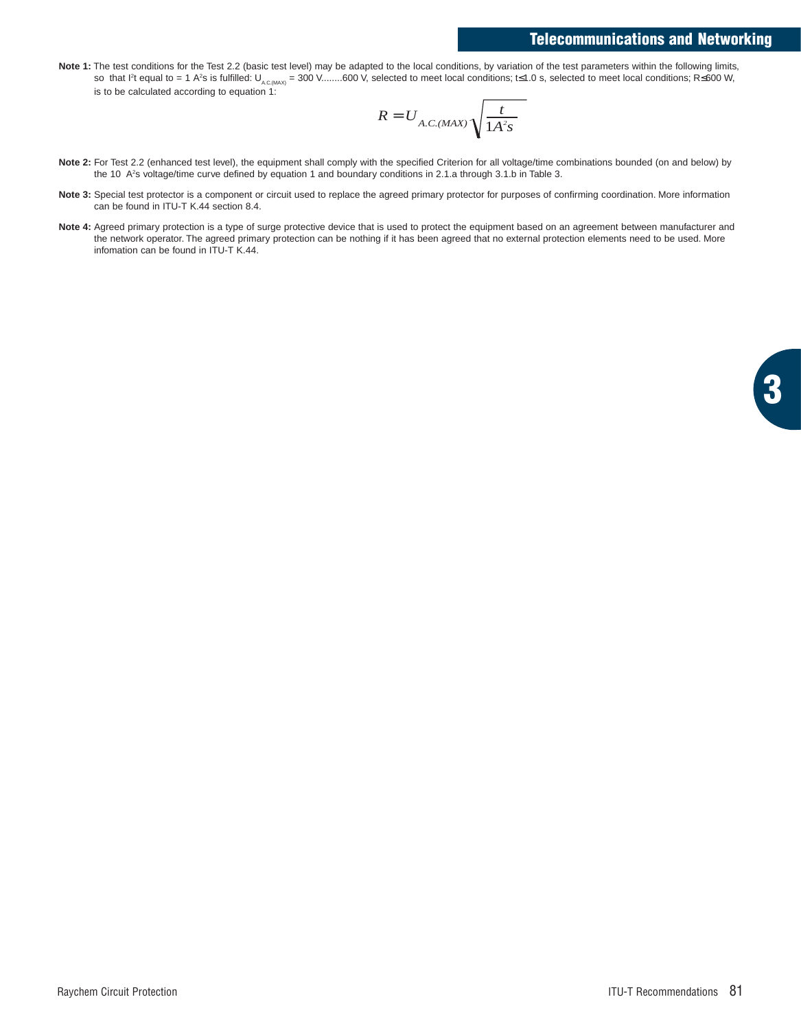**Note 1:** The test conditions for the Test 2.2 (basic test level) may be adapted to the local conditions, by variation of the test parameters within the following limits, so that $I^2t$ equal to = 1 $A^2s$ is fulfilled: $U_{A.C.(MAX)}$ = 300 V........600 V, selected to meet local conditions; t≤1.0 s, selected to meet local conditions; R≤600 W, is to be calculated according to equation 1:

$$R = U_{A.C.(MAX)} \sqrt{\frac{t}{1A^2s}}$$

**Note 2:** For Test 2.2 (enhanced test level), the equipment shall comply with the specified Criterion for all voltage/time combinations bounded (on and below) by the 10 $A^2s$ voltage/time curve defined by equation 1 and boundary conditions in 2.1.a through 3.1.b in Table 3.

**Note 3:** Special test protector is a component or circuit used to replace the agreed primary protector for purposes of confirming coordination. More information can be found in ITU-T K.44 section 8.4.

**Note 4:** Agreed primary protection is a type of surge protective device that is used to protect the equipment based on an agreement between manufacturer and the network operator. The agreed primary protection can be nothing if it has been agreed that no external protection elements need to be used. More infomation can be found in ITU-T K.44.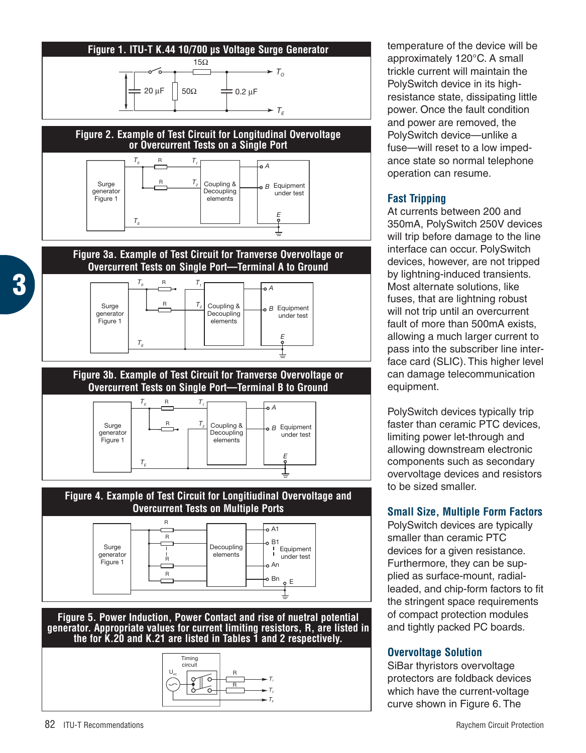Figure 1. ITU-T K.44 10/700 µs Voltage Surge Generator

Figure 2. Example of Test Circuit for Longitudinal Overvoltage or Overcurrent Tests on a Single Port

Figure 3a. Example of Test Circuit for Tranverse Overvoltage or Overcurrent Tests on Single Port—Terminal A to Ground

Figure 3b. Example of Test Circuit for Tranverse Overvoltage or Overcurrent Tests on Single Port—Terminal B to Ground

Figure 4. Example of Test Circuit for Longitiudinal Overvoltage and Overcurrent Tests on Multiple Ports

Figure 5. Power Induction, Power Contact and rise of nuetral potential generator. Appropriate values for current limiting resistors, R, are listed in the for K.20 and K.21 are listed in Tables 1 and 2 respectively.

temperature of the device will be approximately 120°C. A small trickle current will maintain the PolySwitch device in its high-resistance state, dissipating little power. Once the fault condition and power are removed, the PolySwitch device—unlike a fuse—will reset to a low impedance state so normal telephone operation can resume.

## Fast Tripping

At currents between 200 and 350mA, PolySwitch 250V devices will trip before damage to the line interface can occur. PolySwitch devices, however, are not tripped by lightning-induced transients. Most alternate solutions, like fuses, that are lightning robust will not trip until an overcurrent fault of more than 500mA exists, allowing a much larger current to pass into the subscriber line interface card (SLIC). This higher level can damage telecommunication equipment.

PolySwitch devices typically trip faster than ceramic PTC devices, limiting power let-through and allowing downstream electronic components such as secondary overvoltage devices and resistors to be sized smaller.

## Small Size, Multiple Form Factors

PolySwitch devices are typically smaller than ceramic PTC devices for a given resistance. Furthermore, they can be supplied as surface-mount, radial-leaded, and chip-form factors to fit the stringent space requirements of compact protection modules and tightly packed PC boards.

## Overvoltage Solution

SiBar thyristors overvoltage protectors are foldback devices which have the current-voltage curve shown in Figure 6. The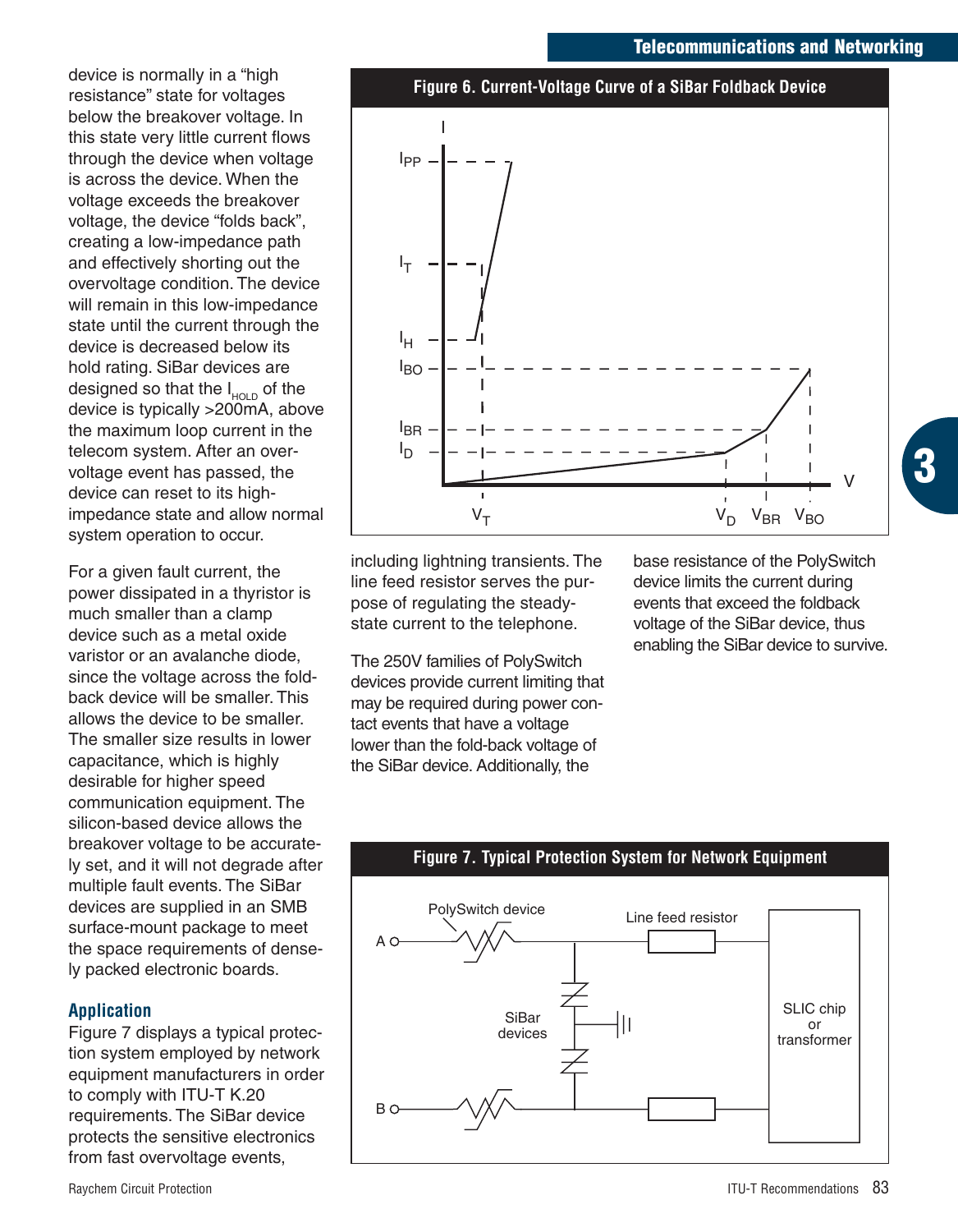device is normally in a "high resistance" state for voltages below the breakover voltage. In this state very little current flows through the device when voltage is across the device. When the voltage exceeds the breakover voltage, the device "folds back", creating a low-impedance path and effectively shorting out the overvoltage condition. The device will remain in this low-impedance state until the current through the device is decreased below its hold rating. SiBar devices are designed so that the $I_{HOLD}$ of the device is typically >200mA, above the maximum loop current in the telecom system. After an overvoltage event has passed, the device can reset to its high-impedance state and allow normal system operation to occur.

For a given fault current, the power dissipated in a thyristor is much smaller than a clamp device such as a metal oxide varistor or an avalanche diode, since the voltage across the foldback device will be smaller. This allows the device to be smaller. The smaller size results in lower capacitance, which is highly desirable for higher speed communication equipment. The silicon-based device allows the breakover voltage to be accurately set, and it will not degrade after multiple fault events. The SiBar devices are supplied in an SMB surface-mount package to meet the space requirements of densely packed electronic boards.

**Figure 6. Current-Voltage Curve of a SiBar Foldback Device**

### Application

Figure 7 displays a typical protection system employed by network equipment manufacturers in order to comply with ITU-T K.20 requirements. The SiBar device protects the sensitive electronics from fast overvoltage events, including lightning transients. The line feed resistor serves the purpose of regulating the steady-state current to the telephone.

The 250V families of PolySwitch devices provide current limiting that may be required during power contact events that have a voltage lower than the fold-back voltage of the SiBar device. Additionally, the base resistance of the PolySwitch device limits the current during events that exceed the foldback voltage of the SiBar device, thus enabling the SiBar device to survive.

**Figure 7. Typical Protection System for Network Equipment**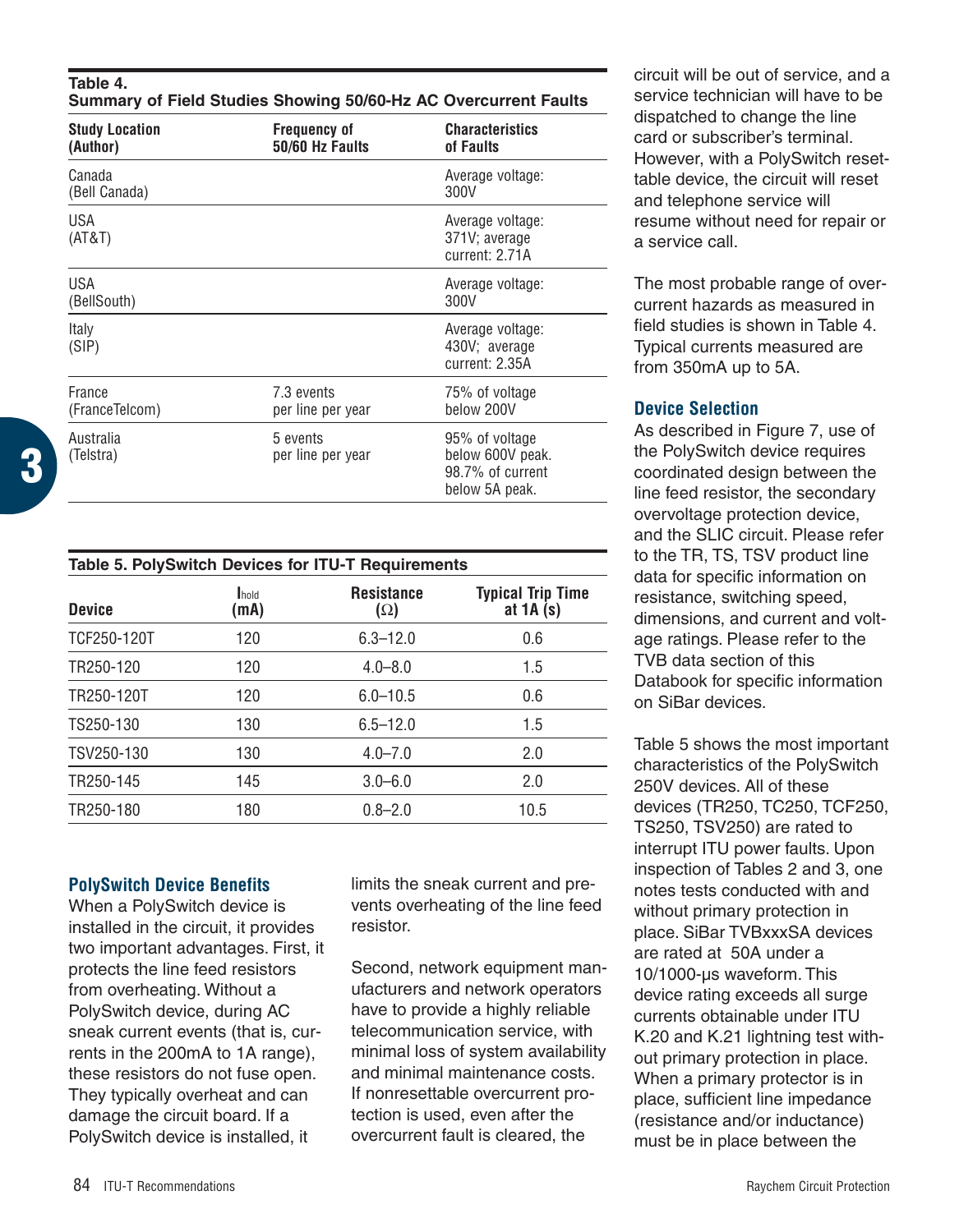**Table 4.**
**Summary of Field Studies Showing 50/60-Hz AC Overcurrent Faults**

| Study Location (Author) | Frequency of 50/60 Hz Faults | Characteristics of Faults |
|---|---|---|
| Canada (Bell Canada) | | Average voltage: 300V |
| USA (AT&T) | | Average voltage: 371V; average current: 2.71A |
| USA (BellSouth) | | Average voltage: 300V |
| Italy (SIP) | | Average voltage: 430V; average current: 2.35A |
| France (FranceTelcom) | 7.3 events per line per year | 75% of voltage below 200V |
| Australia (Telstra) | 5 events per line per year | 95% of voltage below 600V peak. 98.7% of current below 5A peak. |

**Table 5. PolySwitch Devices for ITU-T Requirements**

| Device | $I_{hold}$ (mA) | Resistance (Ω) | Typical Trip Time at 1A (s) |
|---|---|---|---|
| TCF250-120T | 120 | 6.3–12.0 | 0.6 |
| TR250-120 | 120 | 4.0–8.0 | 1.5 |
| TR250-120T | 120 | 6.0–10.5 | 0.6 |
| TS250-130 | 130 | 6.5–12.0 | 1.5 |
| TSV250-130 | 130 | 4.0–7.0 | 2.0 |
| TR250-145 | 145 | 3.0–6.0 | 2.0 |
| TR250-180 | 180 | 0.8–2.0 | 10.5 |

## PolySwitch Device Benefits

When a PolySwitch device is installed in the circuit, it provides two important advantages. First, it protects the line feed resistors from overheating. Without a PolySwitch device, during AC sneak current events (that is, currents in the 200mA to 1A range), these resistors do not fuse open. They typically overheat and can damage the circuit board. If a PolySwitch device is installed, it limits the sneak current and prevents overheating of the line feed resistor.

Second, network equipment manufacturers and network operators have to provide a highly reliable telecommunication service, with minimal loss of system availability and minimal maintenance costs. If nonresettable overcurrent protection is used, even after the overcurrent fault is cleared, the circuit will be out of service, and a service technician will have to be dispatched to change the line card or subscriber's terminal. However, with a PolySwitch resettable device, the circuit will reset and telephone service will resume without need for repair or a service call.

The most probable range of overcurrent hazards as measured in field studies is shown in Table 4. Typical currents measured are from 350mA up to 5A.

## Device Selection

As described in Figure 7, use of the PolySwitch device requires coordinated design between the line feed resistor, the secondary overvoltage protection device, and the SLIC circuit. Please refer to the TR, TS, TSV product line data for specific information on resistance, switching speed, dimensions, and current and voltage ratings. Please refer to the TVB data section of this Databook for specific information on SiBar devices.

Table 5 shows the most important characteristics of the PolySwitch 250V devices. All of these devices (TR250, TC250, TCF250, TS250, TSV250) are rated to interrupt ITU power faults. Upon inspection of Tables 2 and 3, one notes tests conducted with and without primary protection in place. SiBar TVBxxxSA devices are rated at 50A under a 10/1000-µs waveform. This device rating exceeds all surge currents obtainable under ITU K.20 and K.21 lightning test without primary protection in place. When a primary protector is in place, sufficient line impedance (resistance and/or inductance) must be in place between the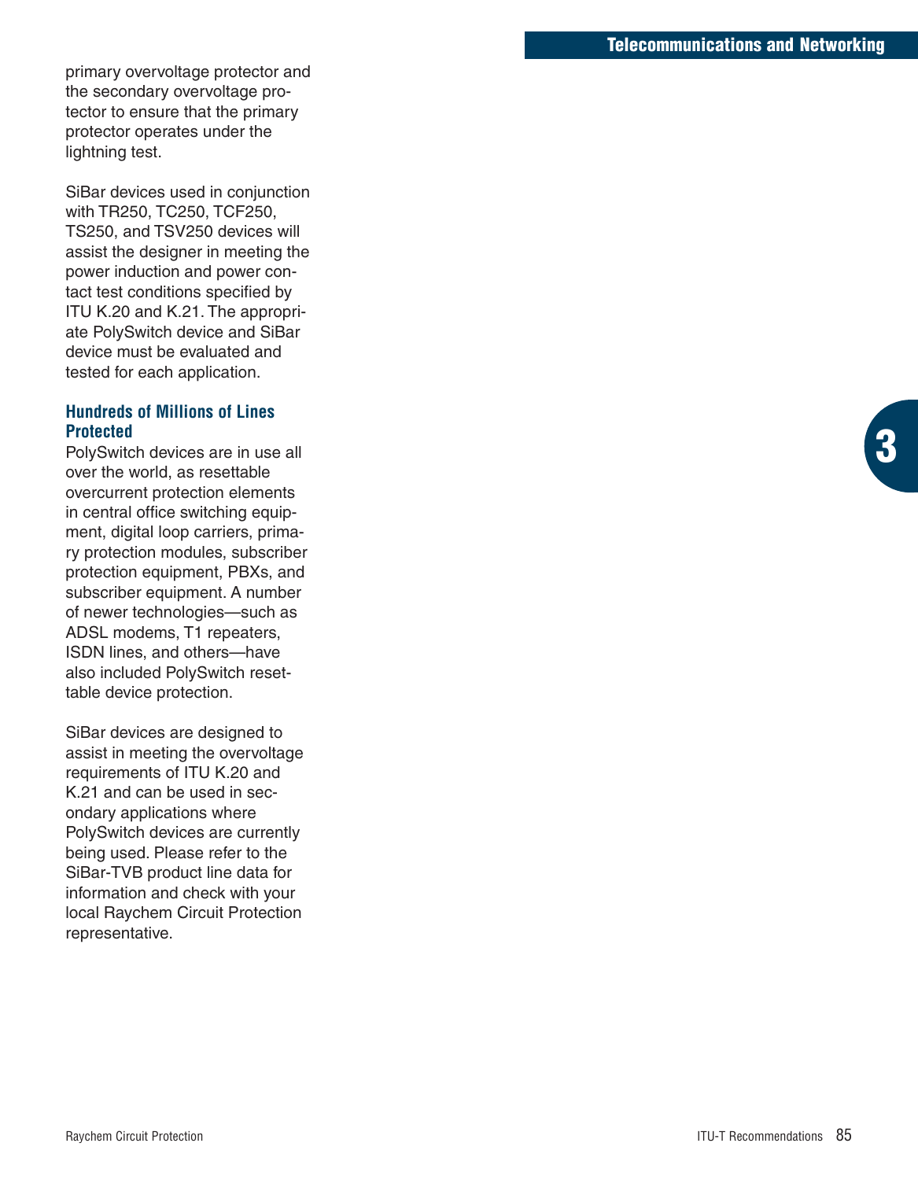primary overvoltage protector and the secondary overvoltage protector to ensure that the primary protector operates under the lightning test.

SiBar devices used in conjunction with TR250, TC250, TCF250, TS250, and TSV250 devices will assist the designer in meeting the power induction and power contact test conditions specified by ITU K.20 and K.21. The appropriate PolySwitch device and SiBar device must be evaluated and tested for each application.

### Hundreds of Millions of Lines Protected

PolySwitch devices are in use all over the world, as resettable overcurrent protection elements in central office switching equipment, digital loop carriers, primary protection modules, subscriber protection equipment, PBXs, and subscriber equipment. A number of newer technologies—such as ADSL modems, T1 repeaters, ISDN lines, and others—have also included PolySwitch resettable device protection.

SiBar devices are designed to assist in meeting the overvoltage requirements of ITU K.20 and K.21 and can be used in secondary applications where PolySwitch devices are currently being used. Please refer to the SiBar-TVB product line data for information and check with your local Raychem Circuit Protection representative.